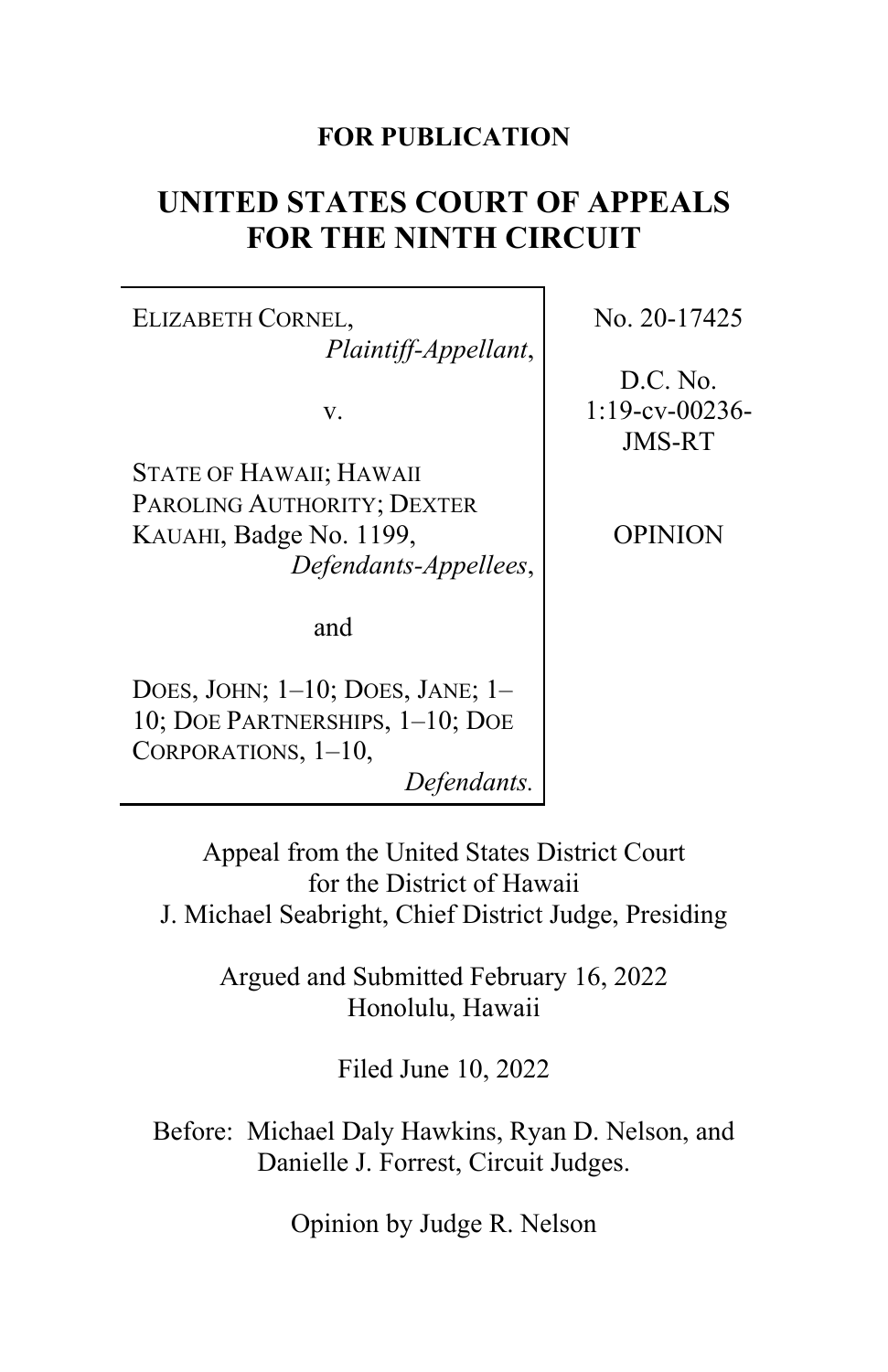**FOR PUBLICATION**

# UNITED STATES COURT OF APPEALS FOR THE NINTH CIRCUIT

ELIZABETH CORNEL,
*Plaintiff-Appellant*,

v.

STATE OF HAWAII; HAWAII PAROLING AUTHORITY; DEXTER KAUAHI, Badge No. 1199,
*Defendants-Appellees*,

and

DOES, JOHN; 1–10; DOES, JANE; 1–10; DOE PARTNERSHIPS, 1–10; DOE CORPORATIONS, 1–10,
*Defendants.*

No. 20-17425

D.C. No. 1:19-cv-00236-JMS-RT

OPINION

Appeal from the United States District Court for the District of Hawaii
J. Michael Seabright, Chief District Judge, Presiding

Argued and Submitted February 16, 2022
Honolulu, Hawaii

Filed June 10, 2022

Before: Michael Daly Hawkins, Ryan D. Nelson, and Danielle J. Forrest, Circuit Judges.

Opinion by Judge R. Nelson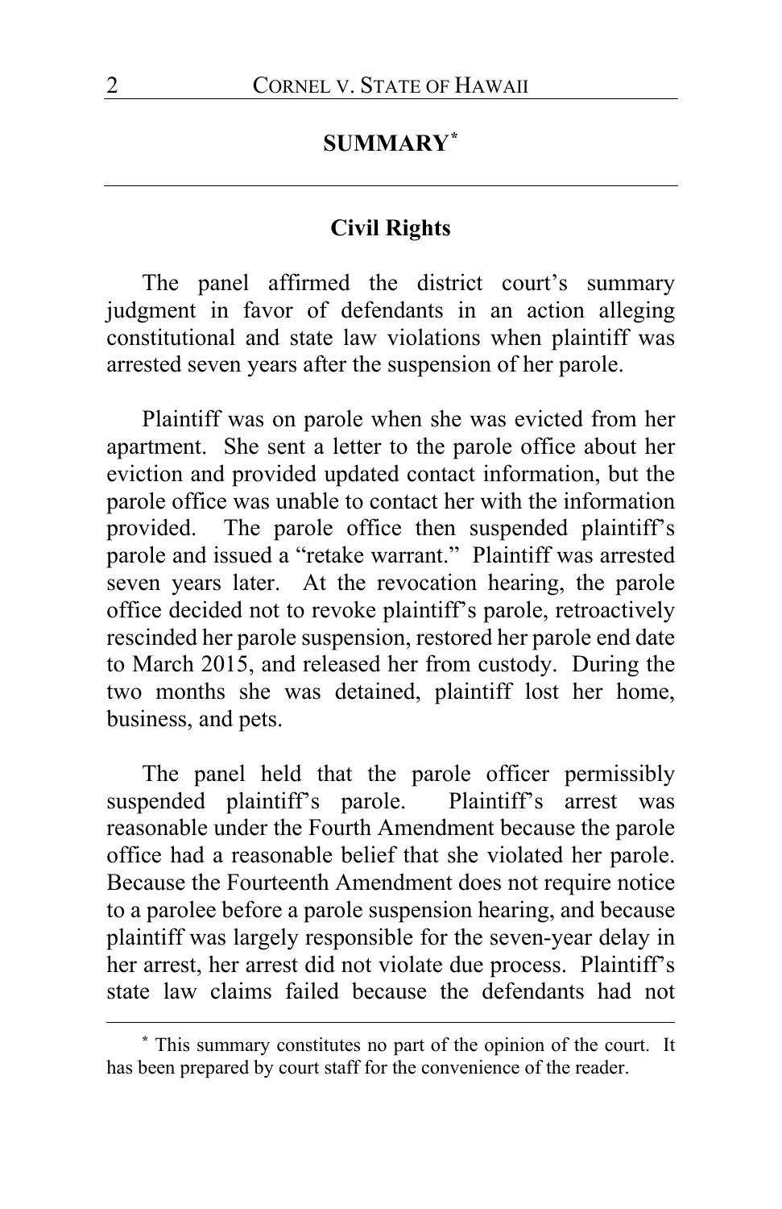## SUMMARY[*]

### Civil Rights

The panel affirmed the district court's summary judgment in favor of defendants in an action alleging constitutional and state law violations when plaintiff was arrested seven years after the suspension of her parole.

Plaintiff was on parole when she was evicted from her apartment. She sent a letter to the parole office about her eviction and provided updated contact information, but the parole office was unable to contact her with the information provided. The parole office then suspended plaintiff's parole and issued a "retake warrant." Plaintiff was arrested seven years later. At the revocation hearing, the parole office decided not to revoke plaintiff's parole, retroactively rescinded her parole suspension, restored her parole end date to March 2015, and released her from custody. During the two months she was detained, plaintiff lost her home, business, and pets.

The panel held that the parole officer permissibly suspended plaintiff's parole. Plaintiff's arrest was reasonable under the Fourth Amendment because the parole office had a reasonable belief that she violated her parole. Because the Fourteenth Amendment does not require notice to a parolee before a parole suspension hearing, and because plaintiff was largely responsible for the seven-year delay in her arrest, her arrest did not violate due process. Plaintiff's state law claims failed because the defendants had not

---

[*] This summary constitutes no part of the opinion of the court. It has been prepared by court staff for the convenience of the reader.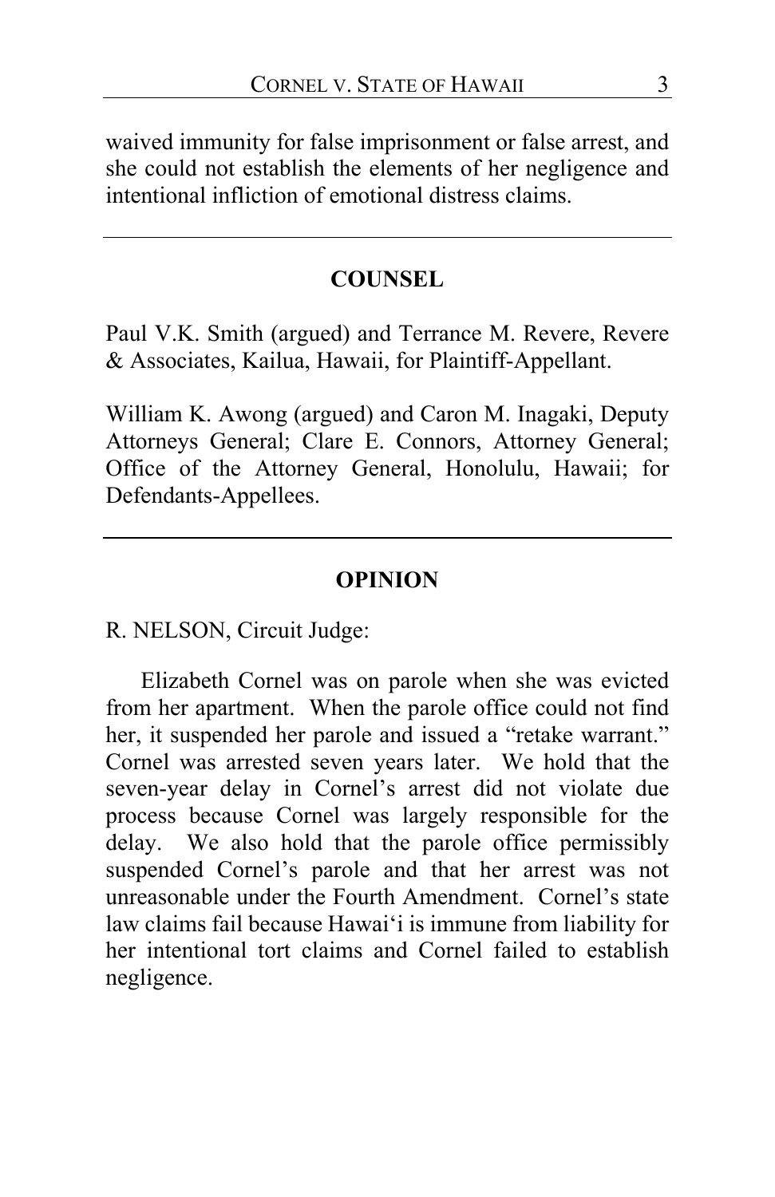waived immunity for false imprisonment or false arrest, and she could not establish the elements of her negligence and intentional infliction of emotional distress claims.

---

## COUNSEL

Paul V.K. Smith (argued) and Terrance M. Revere, Revere & Associates, Kailua, Hawaii, for Plaintiff-Appellant.

William K. Awong (argued) and Caron M. Inagaki, Deputy Attorneys General; Clare E. Connors, Attorney General; Office of the Attorney General, Honolulu, Hawaii; for Defendants-Appellees.

---

## OPINION

R. NELSON, Circuit Judge:

Elizabeth Cornel was on parole when she was evicted from her apartment. When the parole office could not find her, it suspended her parole and issued a "retake warrant." Cornel was arrested seven years later. We hold that the seven-year delay in Cornel's arrest did not violate due process because Cornel was largely responsible for the delay. We also hold that the parole office permissibly suspended Cornel's parole and that her arrest was not unreasonable under the Fourth Amendment. Cornel's state law claims fail because Hawai'i is immune from liability for her intentional tort claims and Cornel failed to establish negligence.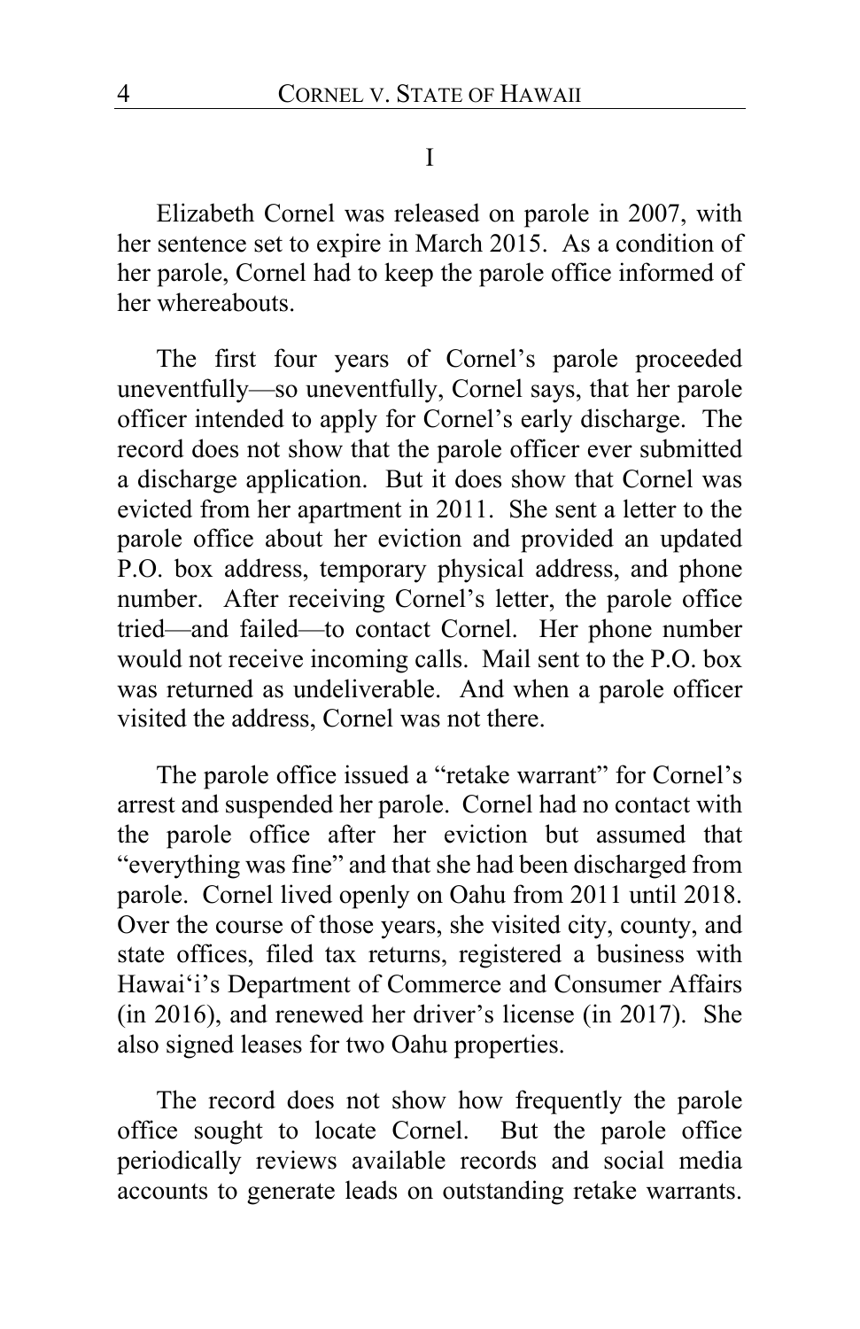I

Elizabeth Cornel was released on parole in 2007, with her sentence set to expire in March 2015. As a condition of her parole, Cornel had to keep the parole office informed of her whereabouts.

The first four years of Cornel's parole proceeded uneventfully—so uneventfully, Cornel says, that her parole officer intended to apply for Cornel's early discharge. The record does not show that the parole officer ever submitted a discharge application. But it does show that Cornel was evicted from her apartment in 2011. She sent a letter to the parole office about her eviction and provided an updated P.O. box address, temporary physical address, and phone number. After receiving Cornel's letter, the parole office tried—and failed—to contact Cornel. Her phone number would not receive incoming calls. Mail sent to the P.O. box was returned as undeliverable. And when a parole officer visited the address, Cornel was not there.

The parole office issued a "retake warrant" for Cornel's arrest and suspended her parole. Cornel had no contact with the parole office after her eviction but assumed that "everything was fine" and that she had been discharged from parole. Cornel lived openly on Oahu from 2011 until 2018. Over the course of those years, she visited city, county, and state offices, filed tax returns, registered a business with Hawai'i's Department of Commerce and Consumer Affairs (in 2016), and renewed her driver's license (in 2017). She also signed leases for two Oahu properties.

The record does not show how frequently the parole office sought to locate Cornel. But the parole office periodically reviews available records and social media accounts to generate leads on outstanding retake warrants.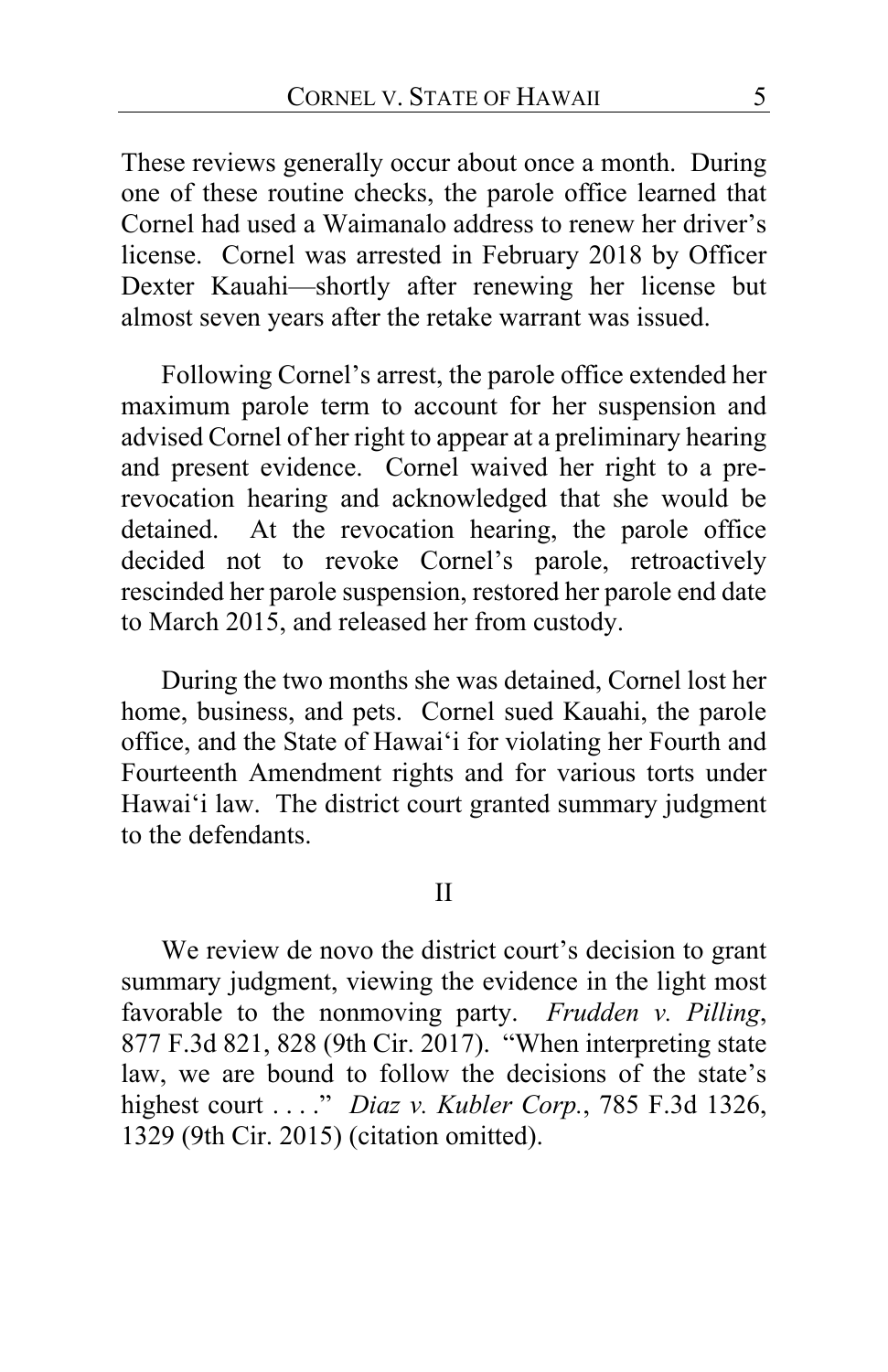These reviews generally occur about once a month. During one of these routine checks, the parole office learned that Cornel had used a Waimanalo address to renew her driver's license. Cornel was arrested in February 2018 by Officer Dexter Kauahi—shortly after renewing her license but almost seven years after the retake warrant was issued.

Following Cornel's arrest, the parole office extended her maximum parole term to account for her suspension and advised Cornel of her right to appear at a preliminary hearing and present evidence. Cornel waived her right to a pre-revocation hearing and acknowledged that she would be detained. At the revocation hearing, the parole office decided not to revoke Cornel's parole, retroactively rescinded her parole suspension, restored her parole end date to March 2015, and released her from custody.

During the two months she was detained, Cornel lost her home, business, and pets. Cornel sued Kauahi, the parole office, and the State of Hawaiʻi for violating her Fourth and Fourteenth Amendment rights and for various torts under Hawaiʻi law. The district court granted summary judgment to the defendants.

## II

We review de novo the district court's decision to grant summary judgment, viewing the evidence in the light most favorable to the nonmoving party. *Frudden v. Pilling*, 877 F.3d 821, 828 (9th Cir. 2017). "When interpreting state law, we are bound to follow the decisions of the state's highest court . . . ." *Diaz v. Kubler Corp.*, 785 F.3d 1326, 1329 (9th Cir. 2015) (citation omitted).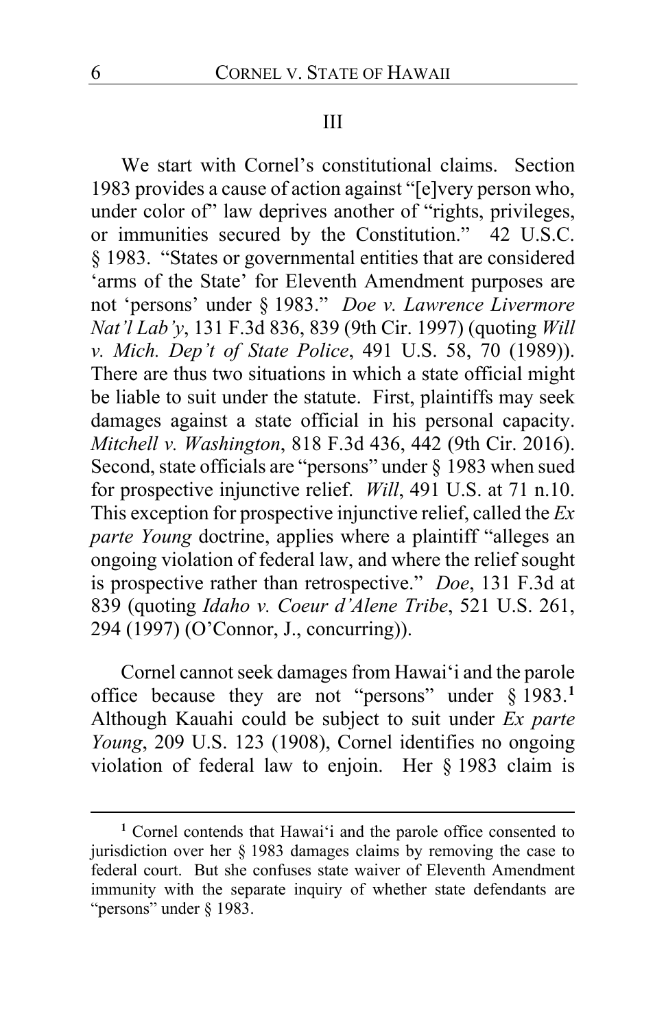### III

We start with Cornel's constitutional claims. Section 1983 provides a cause of action against "[e]very person who, under color of" law deprives another of "rights, privileges, or immunities secured by the Constitution." 42 U.S.C. § 1983. "States or governmental entities that are considered 'arms of the State' for Eleventh Amendment purposes are not 'persons' under § 1983." *Doe v. Lawrence Livermore Nat'l Lab'y*, 131 F.3d 836, 839 (9th Cir. 1997) (quoting *Will v. Mich. Dep't of State Police*, 491 U.S. 58, 70 (1989)). There are thus two situations in which a state official might be liable to suit under the statute. First, plaintiffs may seek damages against a state official in his personal capacity. *Mitchell v. Washington*, 818 F.3d 436, 442 (9th Cir. 2016). Second, state officials are "persons" under § 1983 when sued for prospective injunctive relief. *Will*, 491 U.S. at 71 n.10. This exception for prospective injunctive relief, called the *Ex parte Young* doctrine, applies where a plaintiff "alleges an ongoing violation of federal law, and where the relief sought is prospective rather than retrospective." *Doe*, 131 F.3d at 839 (quoting *Idaho v. Coeur d'Alene Tribe*, 521 U.S. 261, 294 (1997) (O'Connor, J., concurring)).

Cornel cannot seek damages from Hawaiʻi and the parole office because they are not "persons" under § 1983.[1] Although Kauahi could be subject to suit under *Ex parte Young*, 209 U.S. 123 (1908), Cornel identifies no ongoing violation of federal law to enjoin. Her § 1983 claim is

[1] Cornel contends that Hawaiʻi and the parole office consented to jurisdiction over her § 1983 damages claims by removing the case to federal court. But she confuses state waiver of Eleventh Amendment immunity with the separate inquiry of whether state defendants are "persons" under § 1983.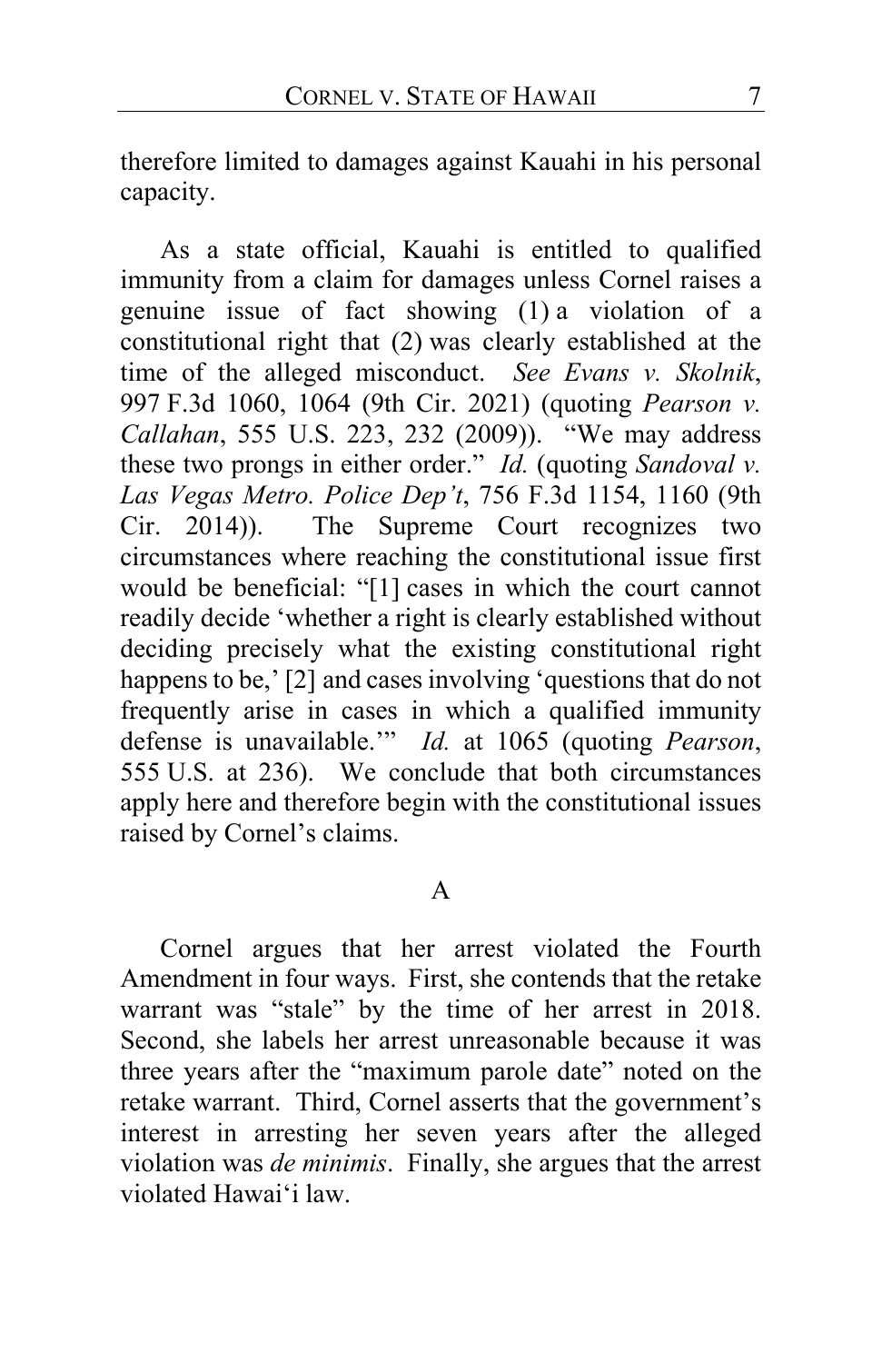therefore limited to damages against Kauahi in his personal capacity.

As a state official, Kauahi is entitled to qualified immunity from a claim for damages unless Cornel raises a genuine issue of fact showing (1) a violation of a constitutional right that (2) was clearly established at the time of the alleged misconduct. *See Evans v. Skolnik*, 997 F.3d 1060, 1064 (9th Cir. 2021) (quoting *Pearson v. Callahan*, 555 U.S. 223, 232 (2009)). "We may address these two prongs in either order." *Id.* (quoting *Sandoval v. Las Vegas Metro. Police Dep't*, 756 F.3d 1154, 1160 (9th Cir. 2014)). The Supreme Court recognizes two circumstances where reaching the constitutional issue first would be beneficial: "[1] cases in which the court cannot readily decide 'whether a right is clearly established without deciding precisely what the existing constitutional right happens to be,' [2] and cases involving 'questions that do not frequently arise in cases in which a qualified immunity defense is unavailable.'" *Id.* at 1065 (quoting *Pearson*, 555 U.S. at 236). We conclude that both circumstances apply here and therefore begin with the constitutional issues raised by Cornel's claims.

## A

Cornel argues that her arrest violated the Fourth Amendment in four ways. First, she contends that the retake warrant was "stale" by the time of her arrest in 2018. Second, she labels her arrest unreasonable because it was three years after the "maximum parole date" noted on the retake warrant. Third, Cornel asserts that the government's interest in arresting her seven years after the alleged violation was *de minimis*. Finally, she argues that the arrest violated Hawai'i law.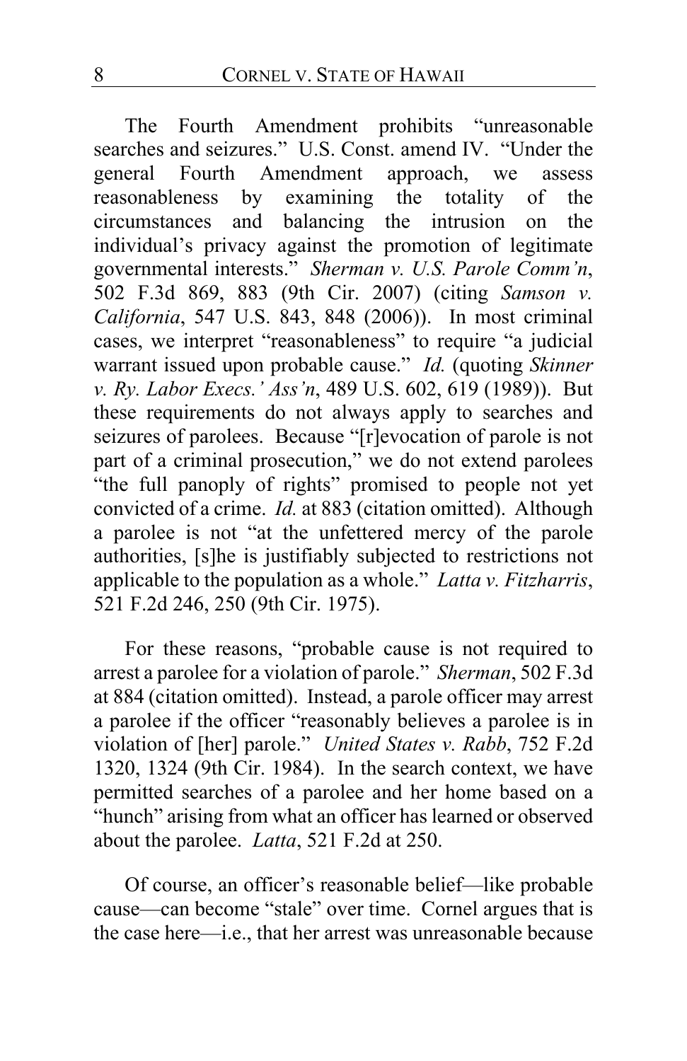The Fourth Amendment prohibits "unreasonable searches and seizures." U.S. Const. amend IV. "Under the general Fourth Amendment approach, we assess reasonableness by examining the totality of the circumstances and balancing the intrusion on the individual's privacy against the promotion of legitimate governmental interests." *Sherman v. U.S. Parole Comm'n*, 502 F.3d 869, 883 (9th Cir. 2007) (citing *Samson v. California*, 547 U.S. 843, 848 (2006)). In most criminal cases, we interpret "reasonableness" to require "a judicial warrant issued upon probable cause." *Id.* (quoting *Skinner v. Ry. Labor Execs.' Ass'n*, 489 U.S. 602, 619 (1989)). But these requirements do not always apply to searches and seizures of parolees. Because "[r]evocation of parole is not part of a criminal prosecution," we do not extend parolees "the full panoply of rights" promised to people not yet convicted of a crime. *Id.* at 883 (citation omitted). Although a parolee is not "at the unfettered mercy of the parole authorities, [s]he is justifiably subjected to restrictions not applicable to the population as a whole." *Latta v. Fitzharris*, 521 F.2d 246, 250 (9th Cir. 1975).

For these reasons, "probable cause is not required to arrest a parolee for a violation of parole." *Sherman*, 502 F.3d at 884 (citation omitted). Instead, a parole officer may arrest a parolee if the officer "reasonably believes a parolee is in violation of [her] parole." *United States v. Rabb*, 752 F.2d 1320, 1324 (9th Cir. 1984). In the search context, we have permitted searches of a parolee and her home based on a "hunch" arising from what an officer has learned or observed about the parolee. *Latta*, 521 F.2d at 250.

Of course, an officer's reasonable belief—like probable cause—can become "stale" over time. Cornel argues that is the case here—i.e., that her arrest was unreasonable because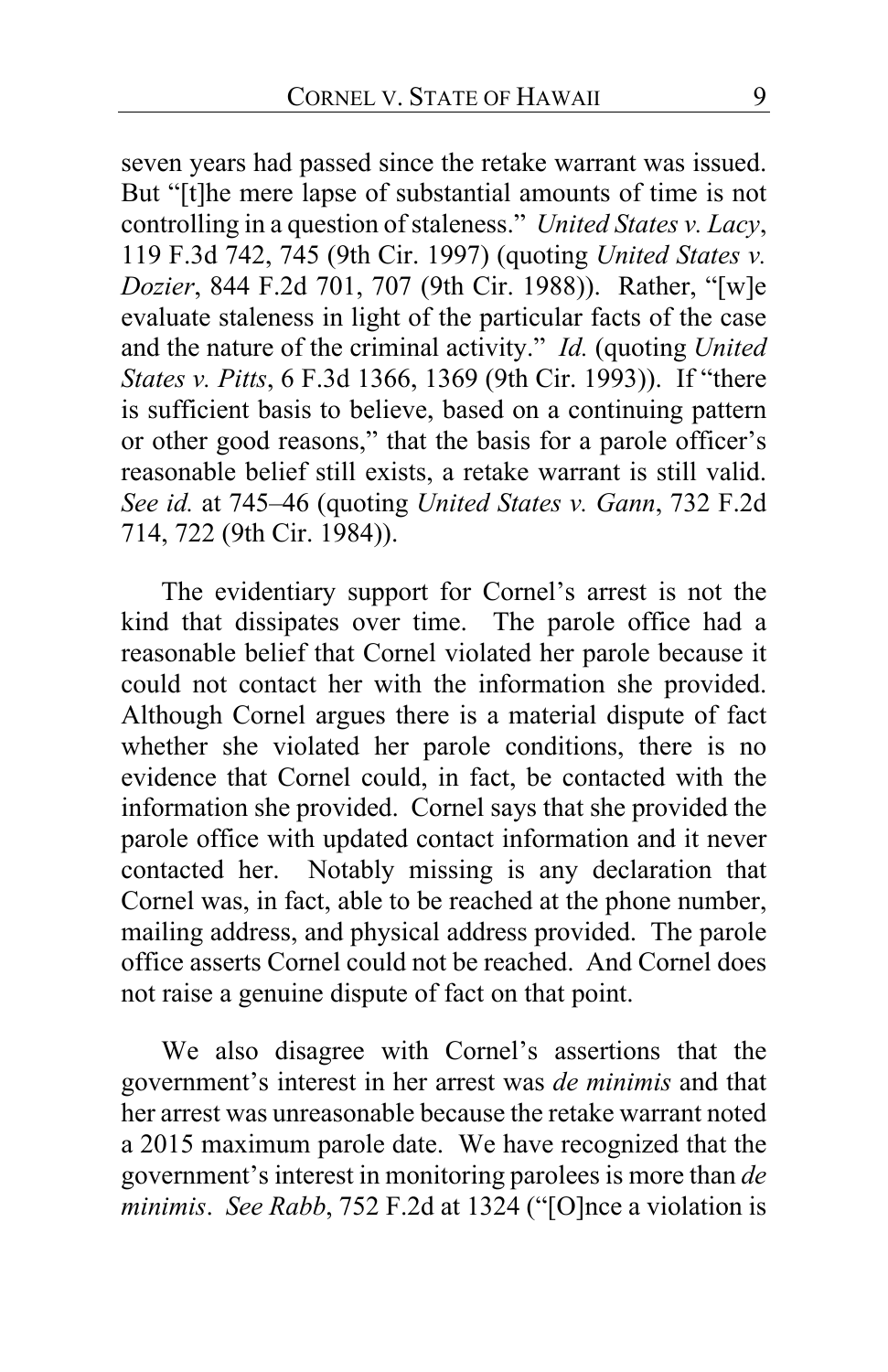seven years had passed since the retake warrant was issued. But "[t]he mere lapse of substantial amounts of time is not controlling in a question of staleness." *United States v. Lacy*, 119 F.3d 742, 745 (9th Cir. 1997) (quoting *United States v. Dozier*, 844 F.2d 701, 707 (9th Cir. 1988)). Rather, "[w]e evaluate staleness in light of the particular facts of the case and the nature of the criminal activity." *Id.* (quoting *United States v. Pitts*, 6 F.3d 1366, 1369 (9th Cir. 1993)). If "there is sufficient basis to believe, based on a continuing pattern or other good reasons," that the basis for a parole officer's reasonable belief still exists, a retake warrant is still valid. *See id.* at 745–46 (quoting *United States v. Gann*, 732 F.2d 714, 722 (9th Cir. 1984)).

The evidentiary support for Cornel's arrest is not the kind that dissipates over time. The parole office had a reasonable belief that Cornel violated her parole because it could not contact her with the information she provided. Although Cornel argues there is a material dispute of fact whether she violated her parole conditions, there is no evidence that Cornel could, in fact, be contacted with the information she provided. Cornel says that she provided the parole office with updated contact information and it never contacted her. Notably missing is any declaration that Cornel was, in fact, able to be reached at the phone number, mailing address, and physical address provided. The parole office asserts Cornel could not be reached. And Cornel does not raise a genuine dispute of fact on that point.

We also disagree with Cornel's assertions that the government's interest in her arrest was *de minimis* and that her arrest was unreasonable because the retake warrant noted a 2015 maximum parole date. We have recognized that the government's interest in monitoring parolees is more than *de minimis*. *See Rabb*, 752 F.2d at 1324 ("[O]nce a violation is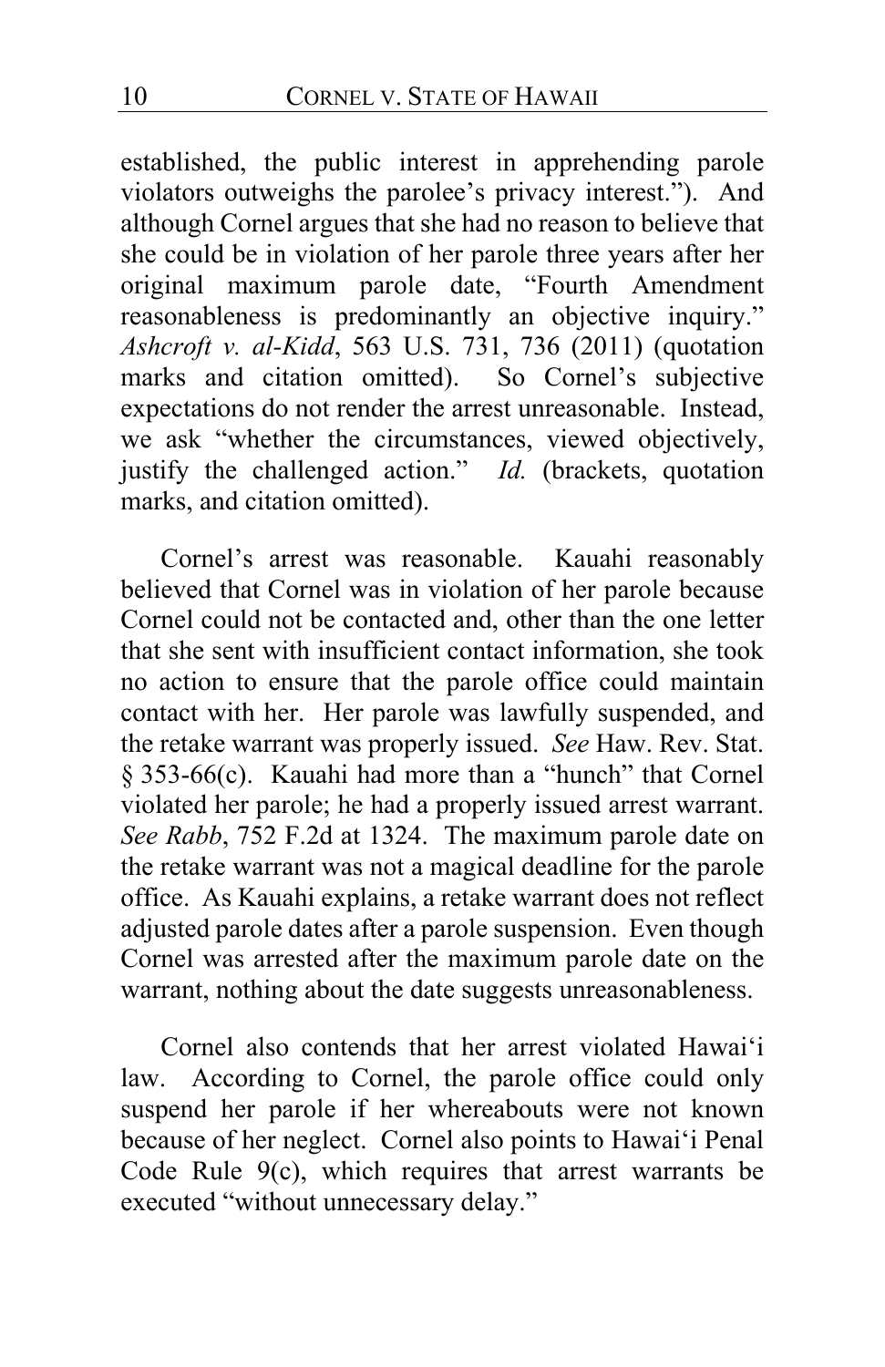established, the public interest in apprehending parole violators outweighs the parolee's privacy interest."). And although Cornel argues that she had no reason to believe that she could be in violation of her parole three years after her original maximum parole date, "Fourth Amendment reasonableness is predominantly an objective inquiry." *Ashcroft v. al-Kidd*, 563 U.S. 731, 736 (2011) (quotation marks and citation omitted). So Cornel's subjective expectations do not render the arrest unreasonable. Instead, we ask "whether the circumstances, viewed objectively, justify the challenged action." *Id.* (brackets, quotation marks, and citation omitted).

Cornel's arrest was reasonable. Kauahi reasonably believed that Cornel was in violation of her parole because Cornel could not be contacted and, other than the one letter that she sent with insufficient contact information, she took no action to ensure that the parole office could maintain contact with her. Her parole was lawfully suspended, and the retake warrant was properly issued. *See* Haw. Rev. Stat. § 353-66(c). Kauahi had more than a "hunch" that Cornel violated her parole; he had a properly issued arrest warrant. *See Rabb*, 752 F.2d at 1324. The maximum parole date on the retake warrant was not a magical deadline for the parole office. As Kauahi explains, a retake warrant does not reflect adjusted parole dates after a parole suspension. Even though Cornel was arrested after the maximum parole date on the warrant, nothing about the date suggests unreasonableness.

Cornel also contends that her arrest violated Hawai'i law. According to Cornel, the parole office could only suspend her parole if her whereabouts were not known because of her neglect. Cornel also points to Hawai'i Penal Code Rule 9(c), which requires that arrest warrants be executed "without unnecessary delay."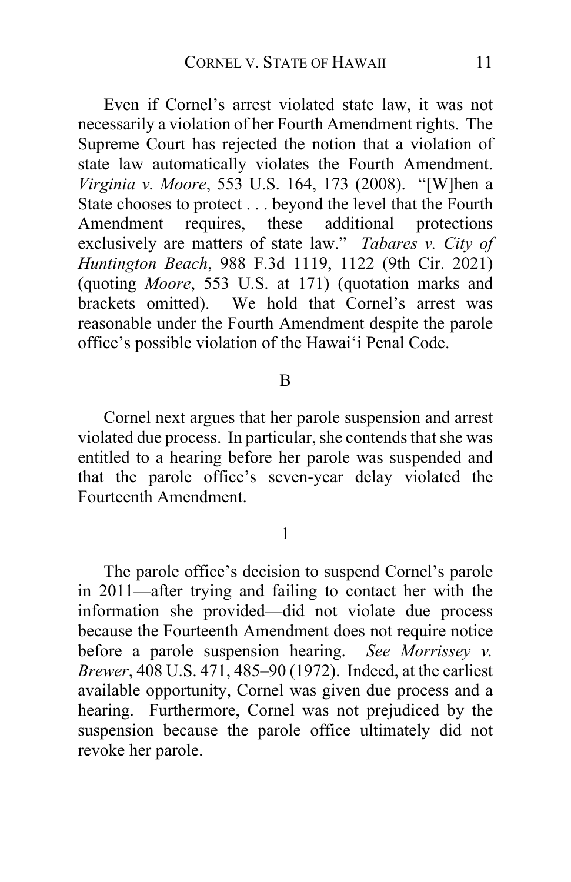Even if Cornel's arrest violated state law, it was not necessarily a violation of her Fourth Amendment rights. The Supreme Court has rejected the notion that a violation of state law automatically violates the Fourth Amendment. *Virginia v. Moore*, 553 U.S. 164, 173 (2008). "[W]hen a State chooses to protect . . . beyond the level that the Fourth Amendment requires, these additional protections exclusively are matters of state law." *Tabares v. City of Huntington Beach*, 988 F.3d 1119, 1122 (9th Cir. 2021) (quoting *Moore*, 553 U.S. at 171) (quotation marks and brackets omitted). We hold that Cornel's arrest was reasonable under the Fourth Amendment despite the parole office's possible violation of the Hawaiʻi Penal Code.

B

Cornel next argues that her parole suspension and arrest violated due process. In particular, she contends that she was entitled to a hearing before her parole was suspended and that the parole office's seven-year delay violated the Fourteenth Amendment.

1

The parole office's decision to suspend Cornel's parole in 2011—after trying and failing to contact her with the information she provided—did not violate due process because the Fourteenth Amendment does not require notice before a parole suspension hearing. *See Morrissey v. Brewer*, 408 U.S. 471, 485–90 (1972). Indeed, at the earliest available opportunity, Cornel was given due process and a hearing. Furthermore, Cornel was not prejudiced by the suspension because the parole office ultimately did not revoke her parole.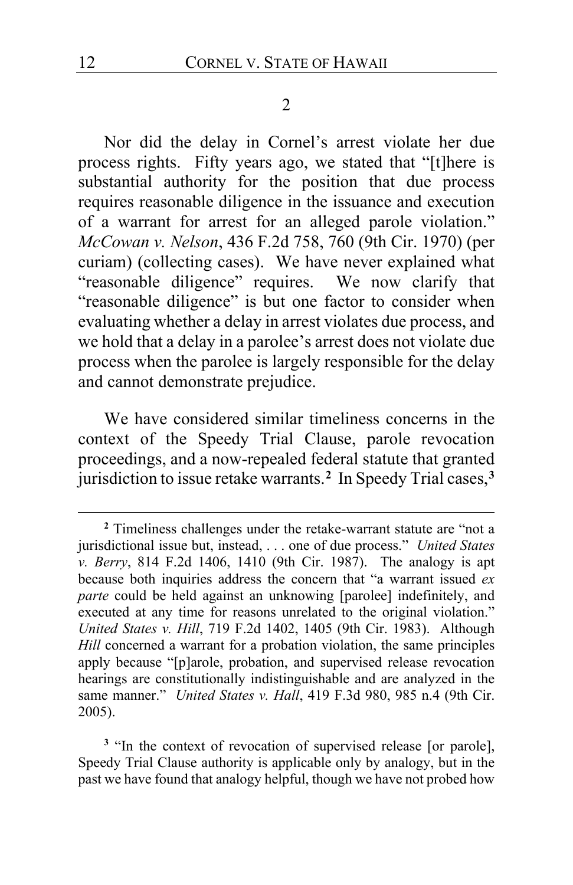2

Nor did the delay in Cornel's arrest violate her due process rights. Fifty years ago, we stated that "[t]here is substantial authority for the position that due process requires reasonable diligence in the issuance and execution of a warrant for arrest for an alleged parole violation." *McCowan v. Nelson*, 436 F.2d 758, 760 (9th Cir. 1970) (per curiam) (collecting cases). We have never explained what "reasonable diligence" requires. We now clarify that "reasonable diligence" is but one factor to consider when evaluating whether a delay in arrest violates due process, and we hold that a delay in a parolee's arrest does not violate due process when the parolee is largely responsible for the delay and cannot demonstrate prejudice.

We have considered similar timeliness concerns in the context of the Speedy Trial Clause, parole revocation proceedings, and a now-repealed federal statute that granted jurisdiction to issue retake warrants.[2] In Speedy Trial cases,[3]

---

[2] Timeliness challenges under the retake-warrant statute are "not a jurisdictional issue but, instead, . . . one of due process." *United States v. Berry*, 814 F.2d 1406, 1410 (9th Cir. 1987). The analogy is apt because both inquiries address the concern that "a warrant issued *ex parte* could be held against an unknowing [parolee] indefinitely, and executed at any time for reasons unrelated to the original violation." *United States v. Hill*, 719 F.2d 1402, 1405 (9th Cir. 1983). Although *Hill* concerned a warrant for a probation violation, the same principles apply because "[p]arole, probation, and supervised release revocation hearings are constitutionally indistinguishable and are analyzed in the same manner." *United States v. Hall*, 419 F.3d 980, 985 n.4 (9th Cir. 2005).

[3] "In the context of revocation of supervised release [or parole], Speedy Trial Clause authority is applicable only by analogy, but in the past we have found that analogy helpful, though we have not probed how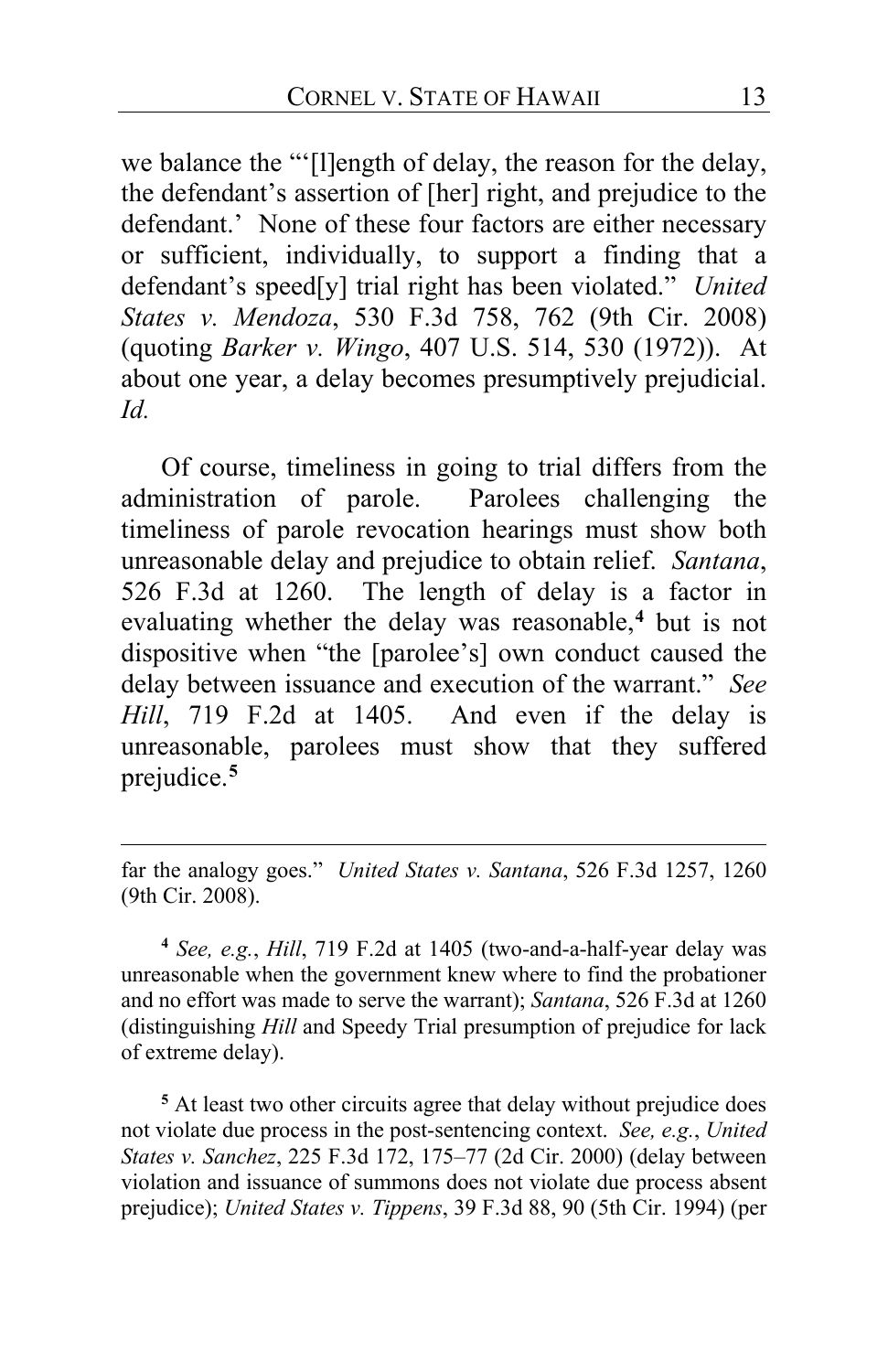we balance the "'[l]ength of delay, the reason for the delay, the defendant's assertion of [her] right, and prejudice to the defendant.' None of these four factors are either necessary or sufficient, individually, to support a finding that a defendant's speed[y] trial right has been violated." *United States v. Mendoza*, 530 F.3d 758, 762 (9th Cir. 2008) (quoting *Barker v. Wingo*, 407 U.S. 514, 530 (1972)). At about one year, a delay becomes presumptively prejudicial. *Id.*

Of course, timeliness in going to trial differs from the administration of parole. Parolees challenging the timeliness of parole revocation hearings must show both unreasonable delay and prejudice to obtain relief. *Santana*, 526 F.3d at 1260. The length of delay is a factor in evaluating whether the delay was reasonable,[4] but is not dispositive when "the [parolee's] own conduct caused the delay between issuance and execution of the warrant." *See Hill*, 719 F.2d at 1405. And even if the delay is unreasonable, parolees must show that they suffered prejudice.[5]

---

far the analogy goes." *United States v. Santana*, 526 F.3d 1257, 1260 (9th Cir. 2008).

[4] *See, e.g.*, *Hill*, 719 F.2d at 1405 (two-and-a-half-year delay was unreasonable when the government knew where to find the probationer and no effort was made to serve the warrant); *Santana*, 526 F.3d at 1260 (distinguishing *Hill* and Speedy Trial presumption of prejudice for lack of extreme delay).

[5] At least two other circuits agree that delay without prejudice does not violate due process in the post-sentencing context. *See, e.g.*, *United States v. Sanchez*, 225 F.3d 172, 175–77 (2d Cir. 2000) (delay between violation and issuance of summons does not violate due process absent prejudice); *United States v. Tippens*, 39 F.3d 88, 90 (5th Cir. 1994) (per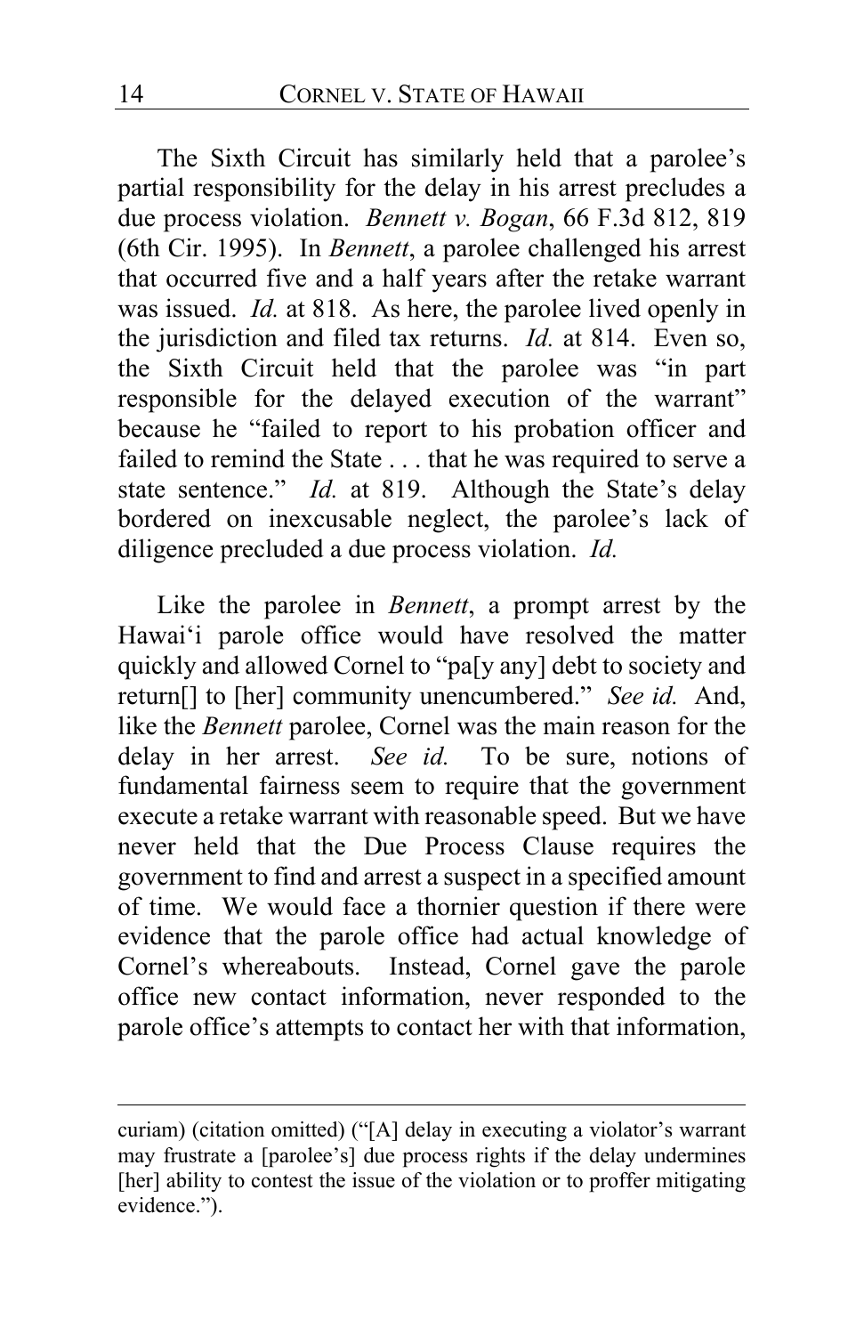The Sixth Circuit has similarly held that a parolee's partial responsibility for the delay in his arrest precludes a due process violation. *Bennett v. Bogan*, 66 F.3d 812, 819 (6th Cir. 1995). In *Bennett*, a parolee challenged his arrest that occurred five and a half years after the retake warrant was issued. *Id.* at 818. As here, the parolee lived openly in the jurisdiction and filed tax returns. *Id.* at 814. Even so, the Sixth Circuit held that the parolee was "in part responsible for the delayed execution of the warrant" because he "failed to report to his probation officer and failed to remind the State . . . that he was required to serve a state sentence." *Id.* at 819. Although the State's delay bordered on inexcusable neglect, the parolee's lack of diligence precluded a due process violation. *Id.*

Like the parolee in *Bennett*, a prompt arrest by the Hawai'i parole office would have resolved the matter quickly and allowed Cornel to "pa[y any] debt to society and return[] to [her] community unencumbered." *See id.* And, like the *Bennett* parolee, Cornel was the main reason for the delay in her arrest. *See id.* To be sure, notions of fundamental fairness seem to require that the government execute a retake warrant with reasonable speed. But we have never held that the Due Process Clause requires the government to find and arrest a suspect in a specified amount of time. We would face a thornier question if there were evidence that the parole office had actual knowledge of Cornel's whereabouts. Instead, Cornel gave the parole office new contact information, never responded to the parole office's attempts to contact her with that information,

---

curiam) (citation omitted) ("[A] delay in executing a violator's warrant may frustrate a [parolee's] due process rights if the delay undermines [her] ability to contest the issue of the violation or to proffer mitigating evidence.").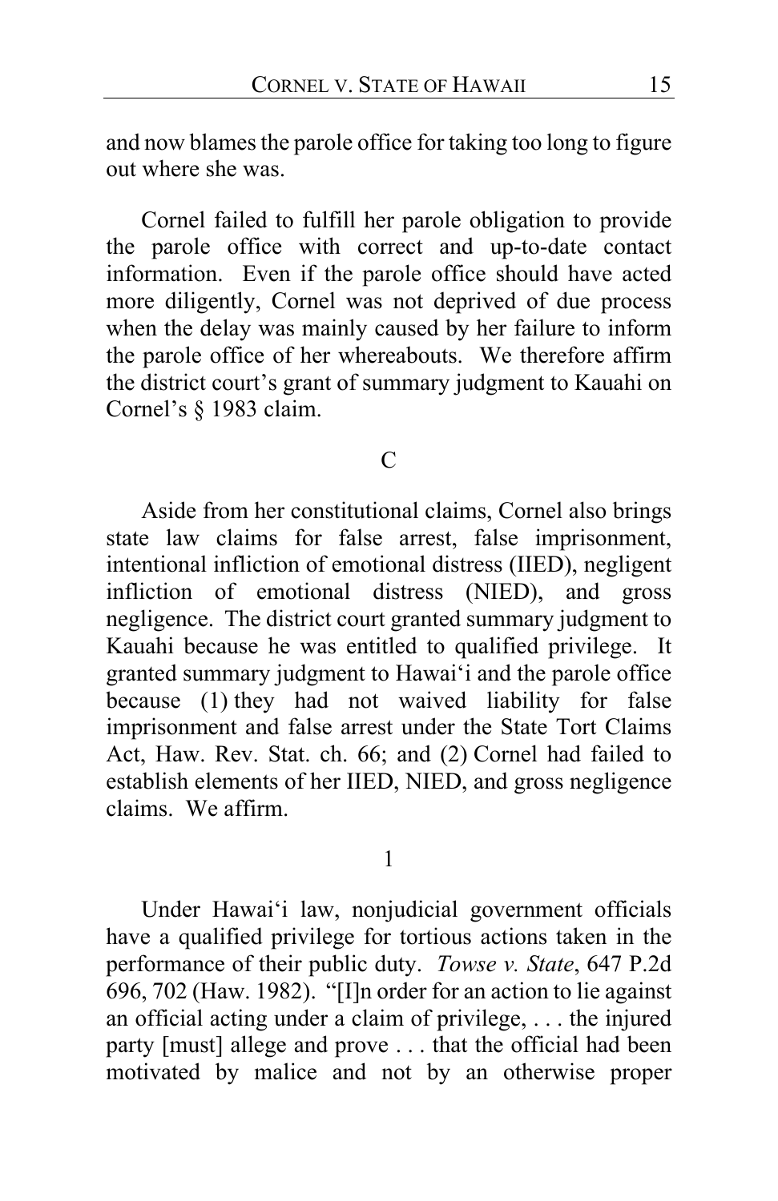and now blames the parole office for taking too long to figure out where she was.

Cornel failed to fulfill her parole obligation to provide the parole office with correct and up-to-date contact information. Even if the parole office should have acted more diligently, Cornel was not deprived of due process when the delay was mainly caused by her failure to inform the parole office of her whereabouts. We therefore affirm the district court's grant of summary judgment to Kauahi on Cornel's § 1983 claim.

### C

Aside from her constitutional claims, Cornel also brings state law claims for false arrest, false imprisonment, intentional infliction of emotional distress (IIED), negligent infliction of emotional distress (NIED), and gross negligence. The district court granted summary judgment to Kauahi because he was entitled to qualified privilege. It granted summary judgment to Hawaiʻi and the parole office because (1) they had not waived liability for false imprisonment and false arrest under the State Tort Claims Act, Haw. Rev. Stat. ch. 66; and (2) Cornel had failed to establish elements of her IIED, NIED, and gross negligence claims. We affirm.

#### 1

Under Hawaiʻi law, nonjudicial government officials have a qualified privilege for tortious actions taken in the performance of their public duty. *Towse v. State*, 647 P.2d 696, 702 (Haw. 1982). "[I]n order for an action to lie against an official acting under a claim of privilege, . . . the injured party [must] allege and prove . . . that the official had been motivated by malice and not by an otherwise proper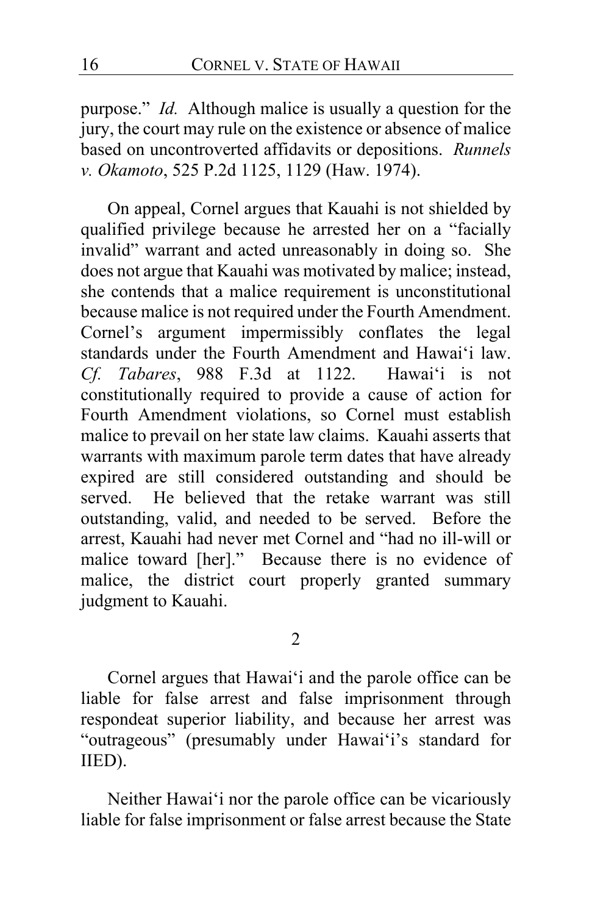purpose." *Id.* Although malice is usually a question for the jury, the court may rule on the existence or absence of malice based on uncontroverted affidavits or depositions. *Runnels v. Okamoto*, 525 P.2d 1125, 1129 (Haw. 1974).

On appeal, Cornel argues that Kauahi is not shielded by qualified privilege because he arrested her on a "facially invalid" warrant and acted unreasonably in doing so. She does not argue that Kauahi was motivated by malice; instead, she contends that a malice requirement is unconstitutional because malice is not required under the Fourth Amendment. Cornel's argument impermissibly conflates the legal standards under the Fourth Amendment and Hawaiʻi law. *Cf. Tabares*, 988 F.3d at 1122. Hawaiʻi is not constitutionally required to provide a cause of action for Fourth Amendment violations, so Cornel must establish malice to prevail on her state law claims. Kauahi asserts that warrants with maximum parole term dates that have already expired are still considered outstanding and should be served. He believed that the retake warrant was still outstanding, valid, and needed to be served. Before the arrest, Kauahi had never met Cornel and "had no ill-will or malice toward [her]." Because there is no evidence of malice, the district court properly granted summary judgment to Kauahi.

2

Cornel argues that Hawaiʻi and the parole office can be liable for false arrest and false imprisonment through respondeat superior liability, and because her arrest was "outrageous" (presumably under Hawaiʻi's standard for IIED).

Neither Hawaiʻi nor the parole office can be vicariously liable for false imprisonment or false arrest because the State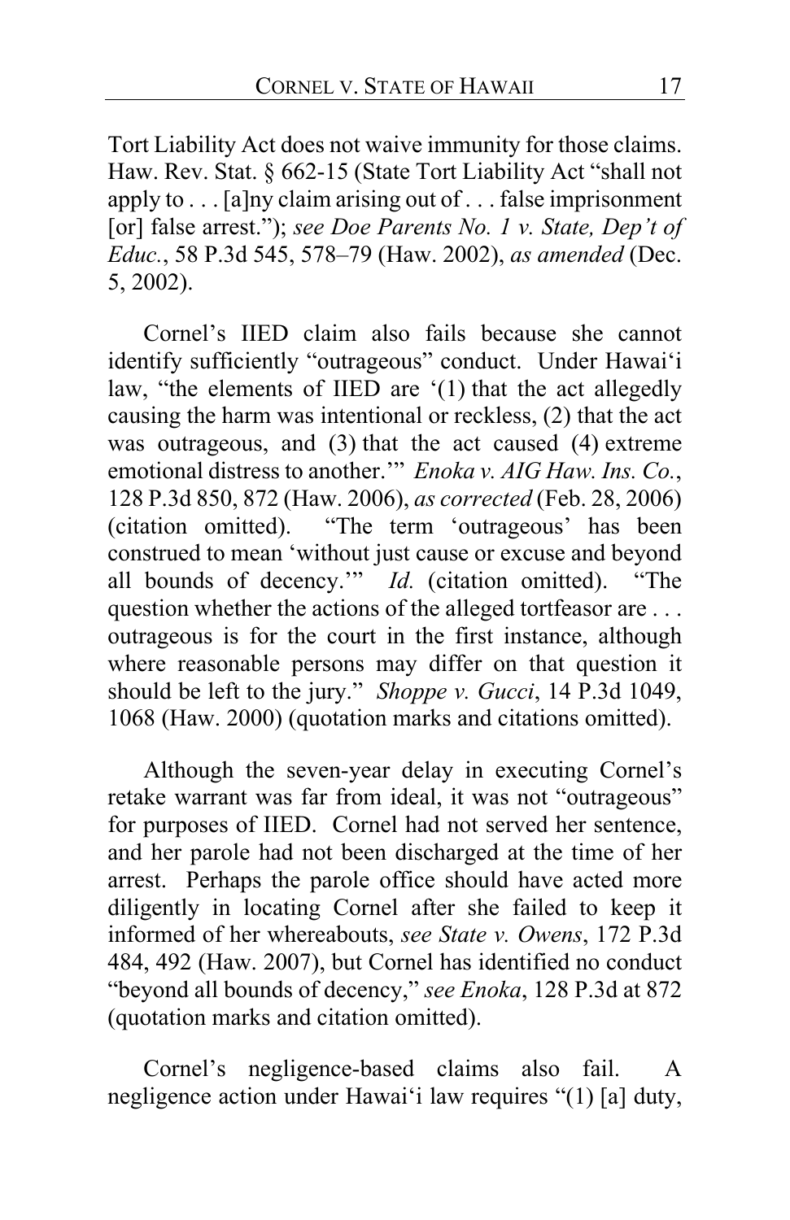Tort Liability Act does not waive immunity for those claims. Haw. Rev. Stat. § 662-15 (State Tort Liability Act "shall not apply to . . . [a]ny claim arising out of . . . false imprisonment [or] false arrest."); *see Doe Parents No. 1 v. State, Dep't of Educ.*, 58 P.3d 545, 578–79 (Haw. 2002), *as amended* (Dec. 5, 2002).

Cornel's IIED claim also fails because she cannot identify sufficiently "outrageous" conduct. Under Hawai'i law, "the elements of IIED are '(1) that the act allegedly causing the harm was intentional or reckless, (2) that the act was outrageous, and (3) that the act caused (4) extreme emotional distress to another.'" *Enoka v. AIG Haw. Ins. Co.*, 128 P.3d 850, 872 (Haw. 2006), *as corrected* (Feb. 28, 2006) (citation omitted). "The term 'outrageous' has been construed to mean 'without just cause or excuse and beyond all bounds of decency.'" *Id.* (citation omitted). "The question whether the actions of the alleged tortfeasor are . . . outrageous is for the court in the first instance, although where reasonable persons may differ on that question it should be left to the jury." *Shoppe v. Gucci*, 14 P.3d 1049, 1068 (Haw. 2000) (quotation marks and citations omitted).

Although the seven-year delay in executing Cornel's retake warrant was far from ideal, it was not "outrageous" for purposes of IIED. Cornel had not served her sentence, and her parole had not been discharged at the time of her arrest. Perhaps the parole office should have acted more diligently in locating Cornel after she failed to keep it informed of her whereabouts, *see State v. Owens*, 172 P.3d 484, 492 (Haw. 2007), but Cornel has identified no conduct "beyond all bounds of decency," *see Enoka*, 128 P.3d at 872 (quotation marks and citation omitted).

Cornel's negligence-based claims also fail. A negligence action under Hawai'i law requires "(1) [a] duty,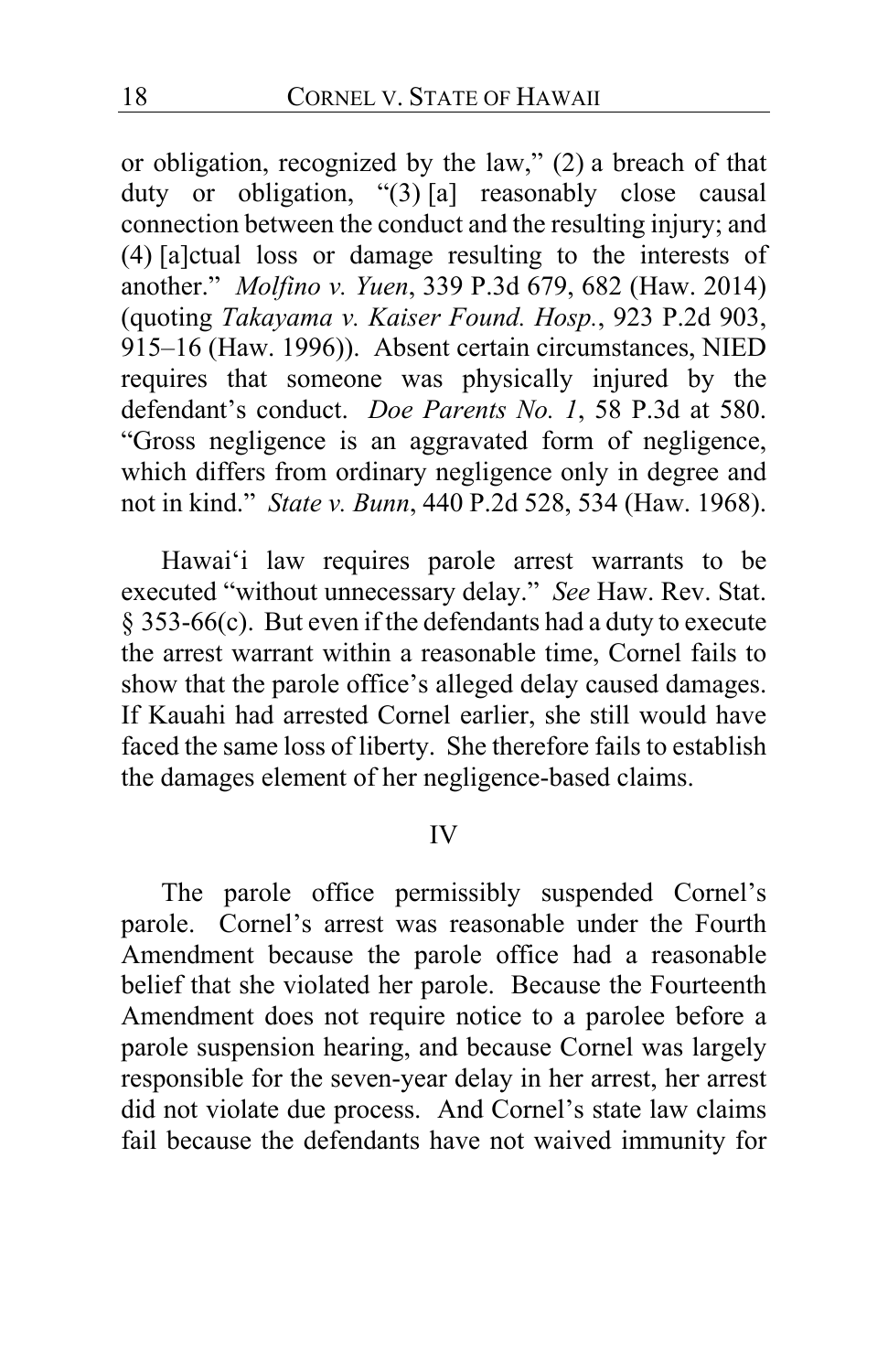or obligation, recognized by the law," (2) a breach of that duty or obligation, "(3) [a] reasonably close causal connection between the conduct and the resulting injury; and (4) [a]ctual loss or damage resulting to the interests of another." *Molfino v. Yuen*, 339 P.3d 679, 682 (Haw. 2014) (quoting *Takayama v. Kaiser Found. Hosp.*, 923 P.2d 903, 915–16 (Haw. 1996)). Absent certain circumstances, NIED requires that someone was physically injured by the defendant's conduct. *Doe Parents No. 1*, 58 P.3d at 580. "Gross negligence is an aggravated form of negligence, which differs from ordinary negligence only in degree and not in kind." *State v. Bunn*, 440 P.2d 528, 534 (Haw. 1968).

Hawaiʻi law requires parole arrest warrants to be executed "without unnecessary delay." *See* Haw. Rev. Stat. § 353-66(c). But even if the defendants had a duty to execute the arrest warrant within a reasonable time, Cornel fails to show that the parole office's alleged delay caused damages. If Kauahi had arrested Cornel earlier, she still would have faced the same loss of liberty. She therefore fails to establish the damages element of her negligence-based claims.

## IV

The parole office permissibly suspended Cornel's parole. Cornel's arrest was reasonable under the Fourth Amendment because the parole office had a reasonable belief that she violated her parole. Because the Fourteenth Amendment does not require notice to a parolee before a parole suspension hearing, and because Cornel was largely responsible for the seven-year delay in her arrest, her arrest did not violate due process. And Cornel's state law claims fail because the defendants have not waived immunity for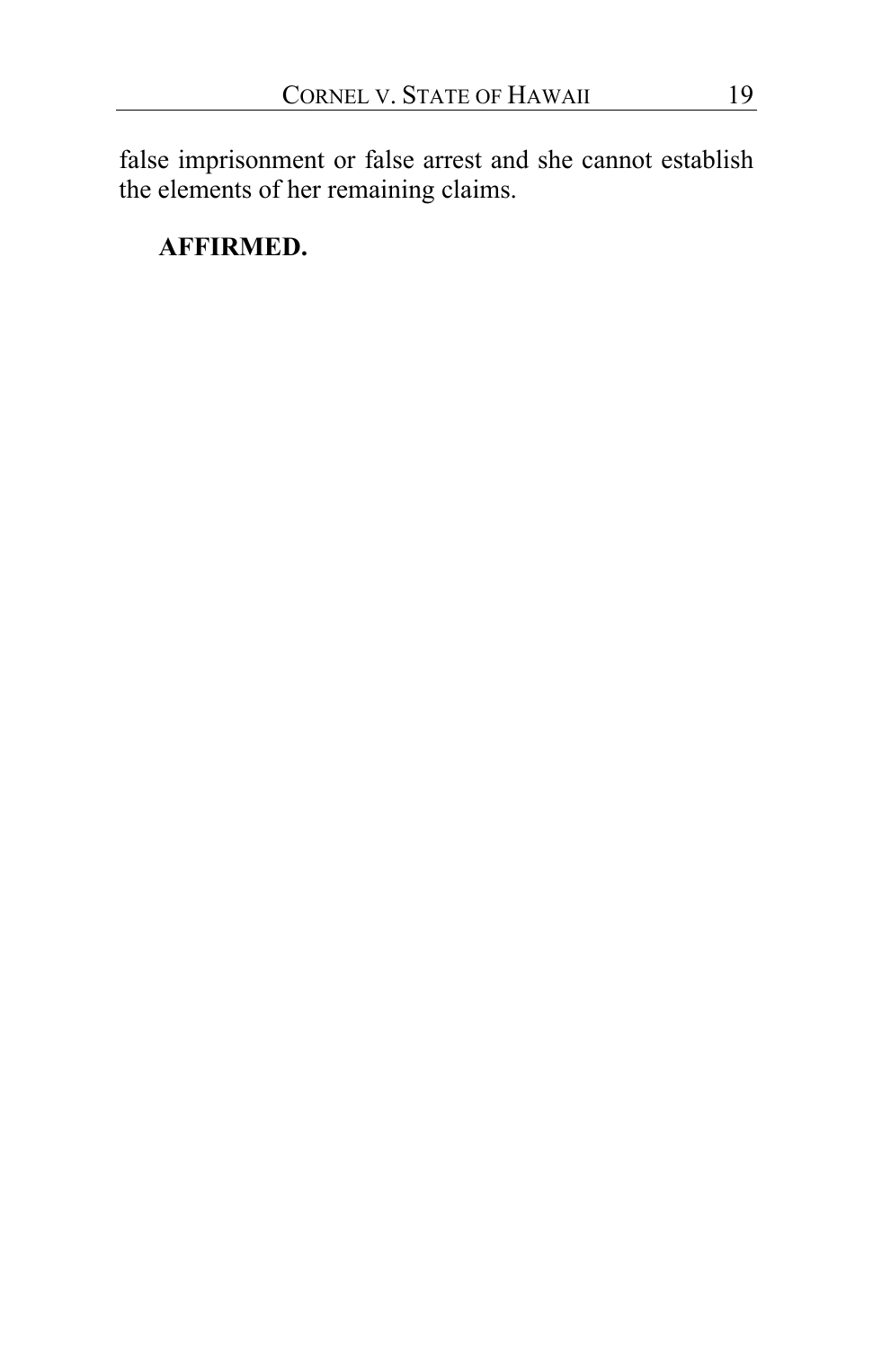false imprisonment or false arrest and she cannot establish the elements of her remaining claims.

**AFFIRMED.**